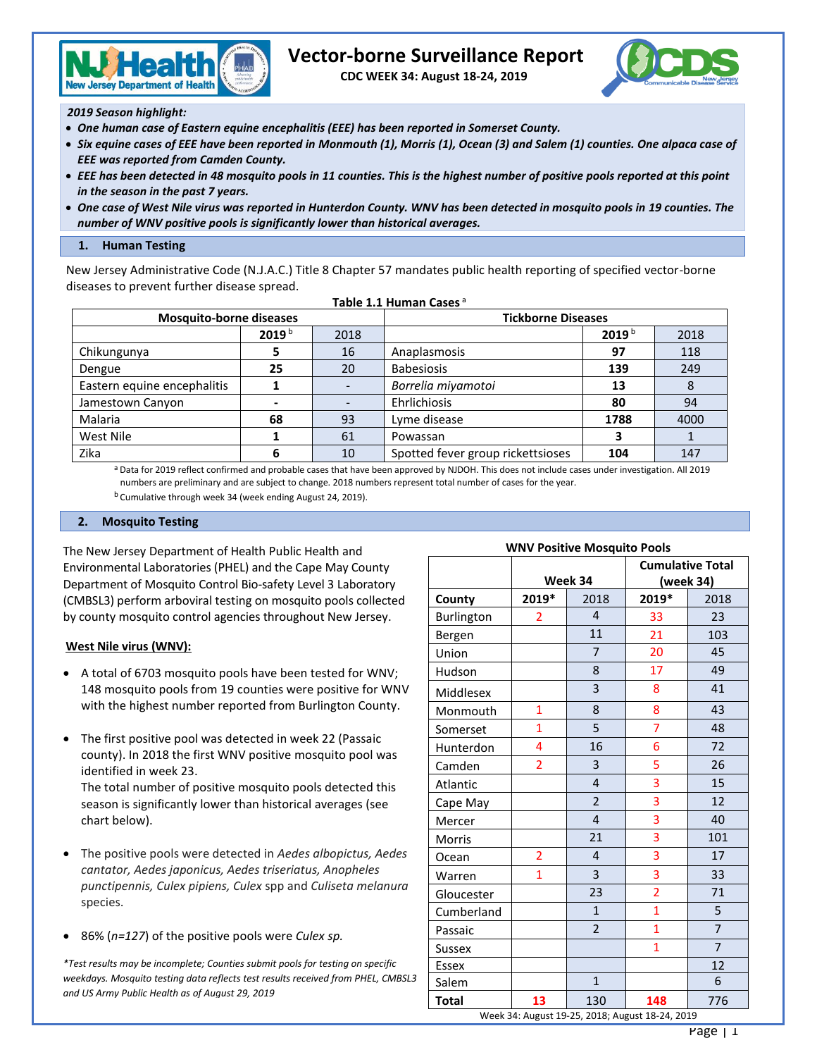# Vector-borne Surveillance Report

**CDC WEEK 34: August 18-24, 2019**

***2019 Season highlight:***

- ***One human case of Eastern equine encephalitis (EEE) has been reported in Somerset County.***
- ***Six equine cases of EEE have been reported in Monmouth (1), Morris (1), Ocean (3) and Salem (1) counties. One alpaca case of EEE was reported from Camden County.***
- ***EEE has been detected in 48 mosquito pools in 11 counties. This is the highest number of positive pools reported at this point in the season in the past 7 years.***
- ***One case of West Nile virus was reported in Hunterdon County. WNV has been detected in mosquito pools in 19 counties. The number of WNV positive pools is significantly lower than historical averages.***

## 1. Human Testing

New Jersey Administrative Code (N.J.A.C.) Title 8 Chapter 57 mandates public health reporting of specified vector-borne diseases to prevent further disease spread.

**Table 1.1 Human Cases** [a]

| Mosquito-borne diseases | | | Tickborne Diseases | | |
|---|---|---|---|---|---|
| | **2019** [b] | 2018 | | **2019** [b] | 2018 |
| Chikungunya | **5** | 16 | Anaplasmosis | **97** | 118 |
| Dengue | **25** | 20 | Babesiosis | **139** | 249 |
| Eastern equine encephalitis | **1** | - | *Borrelia miyamotoi* | **13** | 8 |
| Jamestown Canyon | **-** | - | Ehrlichiosis | **80** | 94 |
| Malaria | **68** | 93 | Lyme disease | **1788** | 4000 |
| West Nile | **1** | 61 | Powassan | **3** | 1 |
| Zika | **6** | 10 | Spotted fever group rickettsioses | **104** | 147 |

[a] Data for 2019 reflect confirmed and probable cases that have been approved by NJDOH. This does not include cases under investigation. All 2019 numbers are preliminary and are subject to change. 2018 numbers represent total number of cases for the year.

[b] Cumulative through week 34 (week ending August 24, 2019).

## 2. Mosquito Testing

The New Jersey Department of Health Public Health and Environmental Laboratories (PHEL) and the Cape May County Department of Mosquito Control Bio-safety Level 3 Laboratory (CMBSL3) perform arboviral testing on mosquito pools collected by county mosquito control agencies throughout New Jersey.

### West Nile virus (WNV):

- A total of 6703 mosquito pools have been tested for WNV; 148 mosquito pools from 19 counties were positive for WNV with the highest number reported from Burlington County.
- The first positive pool was detected in week 22 (Passaic county). In 2018 the first WNV positive mosquito pool was identified in week 23.
  The total number of positive mosquito pools detected this season is significantly lower than historical averages (see chart below).
- The positive pools were detected in *Aedes albopictus, Aedes cantator, Aedes japonicus, Aedes triseriatus, Anopheles punctipennis, Culex pipiens, Culex* spp and *Culiseta melanura* species.
- 86% (*n=127*) of the positive pools were *Culex sp.*

*\*Test results may be incomplete; Counties submit pools for testing on specific weekdays. Mosquito testing data reflects test results received from PHEL, CMBSL3 and US Army Public Health as of August 29, 2019*

**WNV Positive Mosquito Pools**

| | Week 34 | | Cumulative Total (week 34) | |
|---|---|---|---|---|
| **County** | **2019\*** | 2018 | **2019\*** | 2018 |
| Burlington | 2 | 4 | 33 | 23 |
| Bergen | | 11 | 21 | 103 |
| Union | | 7 | 20 | 45 |
| Hudson | | 8 | 17 | 49 |
| Middlesex | | 3 | 8 | 41 |
| Monmouth | 1 | 8 | 8 | 43 |
| Somerset | 1 | 5 | 7 | 48 |
| Hunterdon | 4 | 16 | 6 | 72 |
| Camden | 2 | 3 | 5 | 26 |
| Atlantic | | 4 | 3 | 15 |
| Cape May | | 2 | 3 | 12 |
| Mercer | | 4 | 3 | 40 |
| Morris | | 21 | 3 | 101 |
| Ocean | 2 | 4 | 3 | 17 |
| Warren | 1 | 3 | 3 | 33 |
| Gloucester | | 23 | 2 | 71 |
| Cumberland | | 1 | 1 | 5 |
| Passaic | | 2 | 1 | 7 |
| Sussex | | | 1 | 7 |
| Essex | | | | 12 |
| Salem | | 1 | | 6 |
| **Total** | **13** | 130 | **148** | 776 |

Week 34: August 19-25, 2018; August 18-24, 2019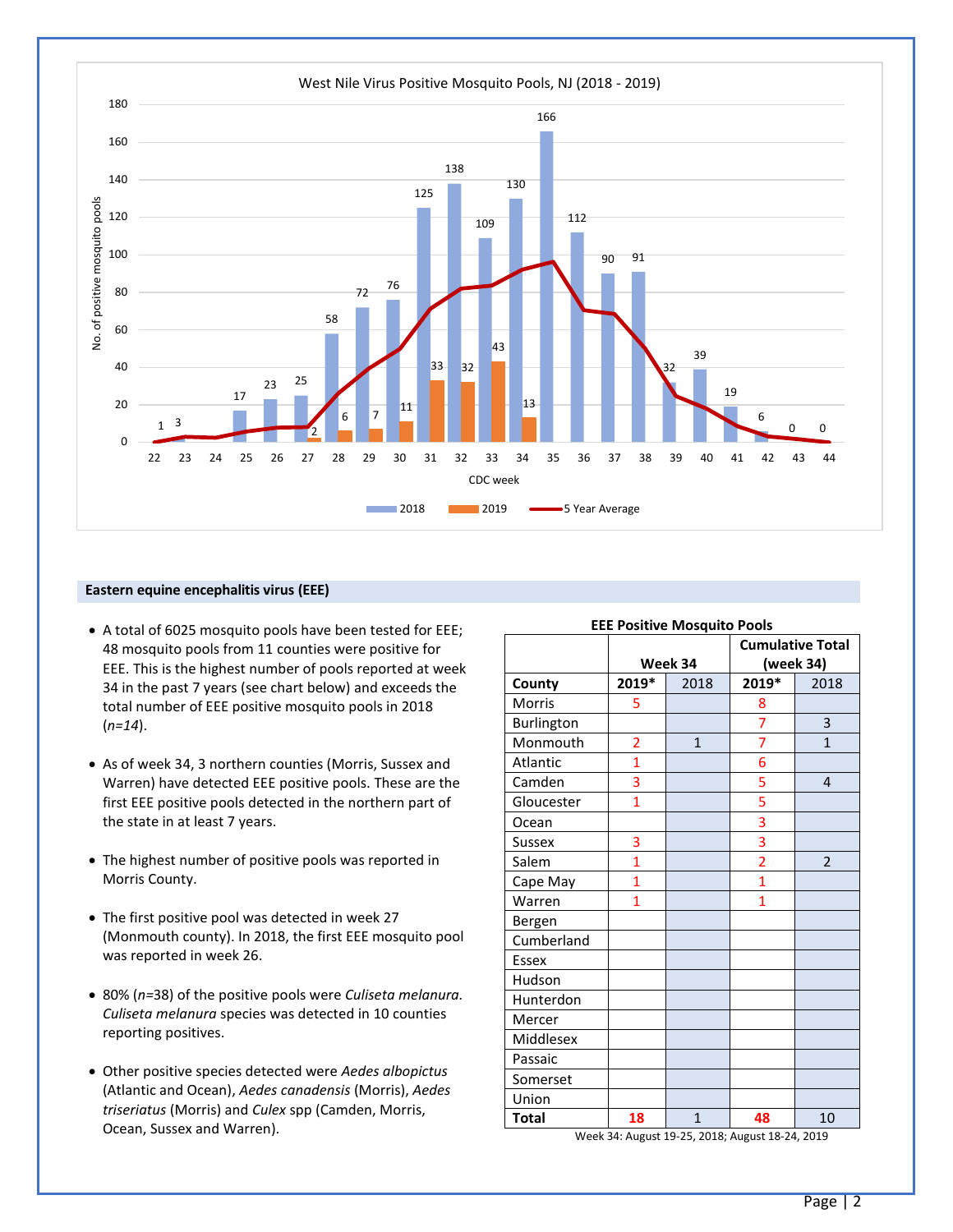West Nile Virus Positive Mosquito Pools, NJ (2018 - 2019)

| CDC week | 2018 | 2019 |
|---|---|---|
| 22 | 1 | |
| 23 | 3 | |
| 24 | | |
| 25 | 17 | |
| 26 | 23 | |
| 27 | 25 | 2 |
| 28 | 58 | 6 |
| 29 | 72 | 7 |
| 30 | 76 | 11 |
| 31 | 125 | 33 |
| 32 | 138 | 32 |
| 33 | 109 | 43 |
| 34 | 130 | 13 |
| 35 | 166 | |
| 36 | 112 | |
| 37 | 90 | |
| 38 | 91 | |
| 39 | 32 | |
| 40 | 39 | |
| 41 | 19 | |
| 42 | 6 | |
| 43 | 0 | |
| 44 | 0 | |

Legend: 2018, 2019, 5 Year Average. Y-axis: No. of positive mosquito pools. X-axis: CDC week.

## Eastern equine encephalitis virus (EEE)

- A total of 6025 mosquito pools have been tested for EEE; 48 mosquito pools from 11 counties were positive for EEE. This is the highest number of pools reported at week 34 in the past 7 years (see chart below) and exceeds the total number of EEE positive mosquito pools in 2018 (*n=14*).
- As of week 34, 3 northern counties (Morris, Sussex and Warren) have detected EEE positive pools. These are the first EEE positive pools detected in the northern part of the state in at least 7 years.
- The highest number of positive pools was reported in Morris County.
- The first positive pool was detected in week 27 (Monmouth county). In 2018, the first EEE mosquito pool was reported in week 26.
- 80% (*n*=38) of the positive pools were *Culiseta melanura. Culiseta melanura* species was detected in 10 counties reporting positives.
- Other positive species detected were *Aedes albopictus* (Atlantic and Ocean), *Aedes canadensis* (Morris), *Aedes triseriatus* (Morris) and *Culex* spp (Camden, Morris, Ocean, Sussex and Warren).

**EEE Positive Mosquito Pools**

| | Week 34 | | Cumulative Total (week 34) | |
|---|---|---|---|---|
| **County** | **2019*** | 2018 | **2019*** | 2018 |
| Morris | 5 | | 8 | |
| Burlington | | | 7 | 3 |
| Monmouth | 2 | 1 | 7 | 1 |
| Atlantic | 1 | | 6 | |
| Camden | 3 | | 5 | 4 |
| Gloucester | 1 | | 5 | |
| Ocean | | | 3 | |
| Sussex | 3 | | 3 | |
| Salem | 1 | | 2 | 2 |
| Cape May | 1 | | 1 | |
| Warren | 1 | | 1 | |
| Bergen | | | | |
| Cumberland | | | | |
| Essex | | | | |
| Hudson | | | | |
| Hunterdon | | | | |
| Mercer | | | | |
| Middlesex | | | | |
| Passaic | | | | |
| Somerset | | | | |
| Union | | | | |
| **Total** | **18** | 1 | **48** | 10 |

Week 34: August 19-25, 2018; August 18-24, 2019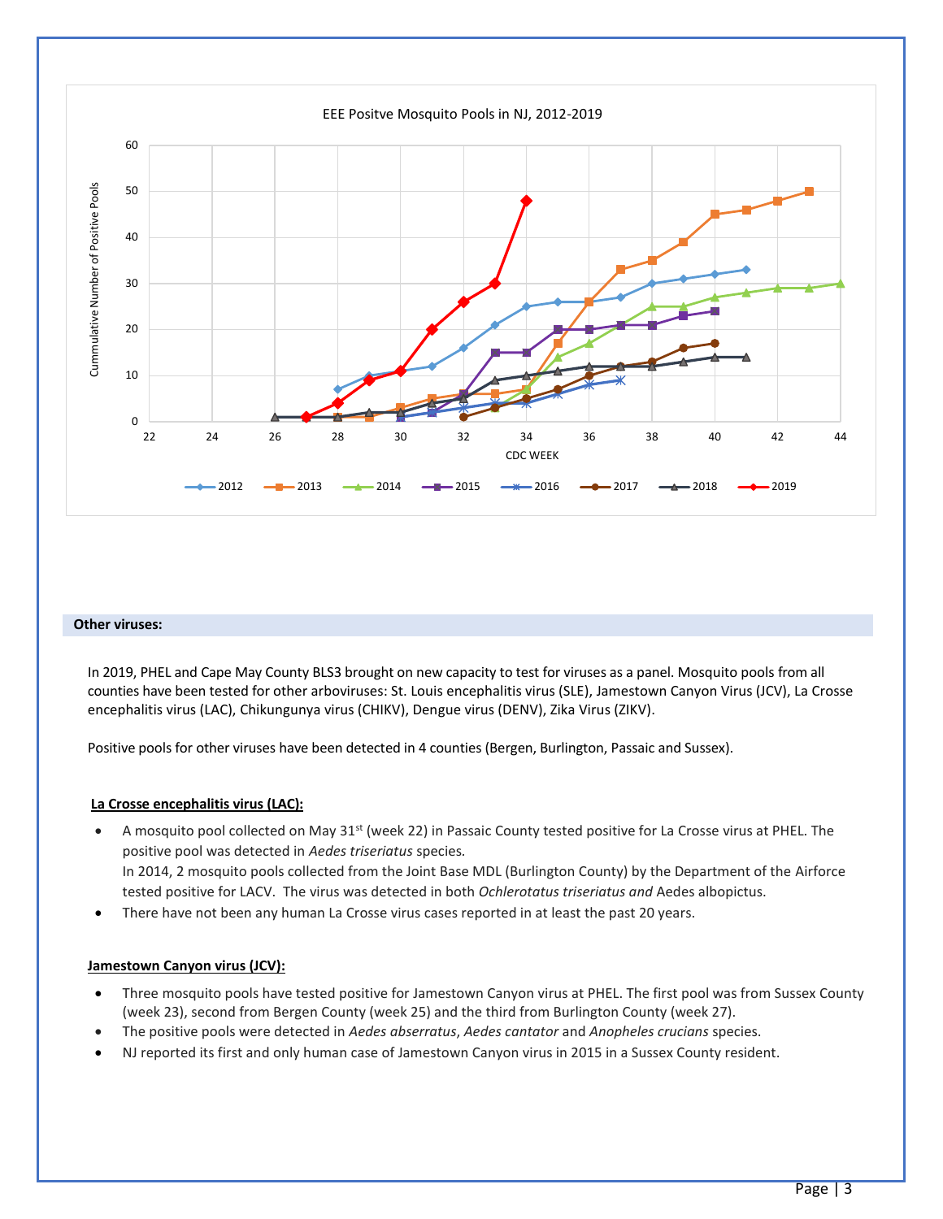EEE Positve Mosquito Pools in NJ, 2012-2019

## Other viruses:

In 2019, PHEL and Cape May County BLS3 brought on new capacity to test for viruses as a panel. Mosquito pools from all counties have been tested for other arboviruses: St. Louis encephalitis virus (SLE), Jamestown Canyon Virus (JCV), La Crosse encephalitis virus (LAC), Chikungunya virus (CHIKV), Dengue virus (DENV), Zika Virus (ZIKV).

Positive pools for other viruses have been detected in 4 counties (Bergen, Burlington, Passaic and Sussex).

### La Crosse encephalitis virus (LAC):

- A mosquito pool collected on May 31st (week 22) in Passaic County tested positive for La Crosse virus at PHEL. The positive pool was detected in *Aedes triseriatus* species.
  In 2014, 2 mosquito pools collected from the Joint Base MDL (Burlington County) by the Department of the Airforce tested positive for LACV. The virus was detected in both *Ochlerotatus triseriatus and* Aedes albopictus.
- There have not been any human La Crosse virus cases reported in at least the past 20 years.

### Jamestown Canyon virus (JCV):

- Three mosquito pools have tested positive for Jamestown Canyon virus at PHEL. The first pool was from Sussex County (week 23), second from Bergen County (week 25) and the third from Burlington County (week 27).
- The positive pools were detected in *Aedes abserratus*, *Aedes cantator* and *Anopheles crucians* species.
- NJ reported its first and only human case of Jamestown Canyon virus in 2015 in a Sussex County resident.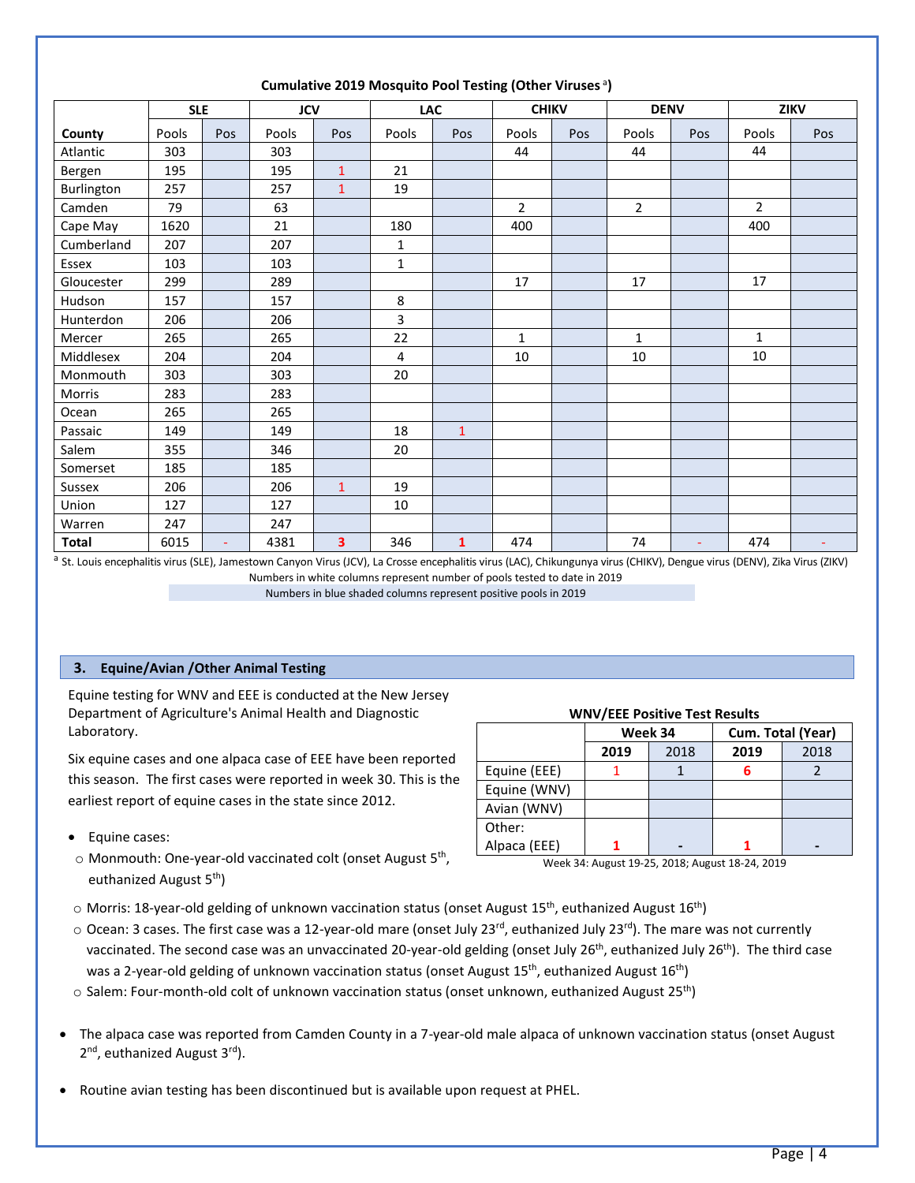**Cumulative 2019 Mosquito Pool Testing (Other Viruses [a])**

| | SLE | | JCV | | LAC | | CHIKV | | DENV | | ZIKV | |
|---|---|---|---|---|---|---|---|---|---|---|---|---|
| County | Pools | Pos | Pools | Pos | Pools | Pos | Pools | Pos | Pools | Pos | Pools | Pos |
| Atlantic | 303 | | 303 | | | | 44 | | 44 | | 44 | |
| Bergen | 195 | | 195 | 1 | 21 | | | | | | | |
| Burlington | 257 | | 257 | 1 | 19 | | | | | | | |
| Camden | 79 | | 63 | | | | 2 | | 2 | | 2 | |
| Cape May | 1620 | | 21 | | 180 | | 400 | | | | 400 | |
| Cumberland | 207 | | 207 | | 1 | | | | | | | |
| Essex | 103 | | 103 | | 1 | | | | | | | |
| Gloucester | 299 | | 289 | | | | 17 | | 17 | | 17 | |
| Hudson | 157 | | 157 | | 8 | | | | | | | |
| Hunterdon | 206 | | 206 | | 3 | | | | | | | |
| Mercer | 265 | | 265 | | 22 | | 1 | | 1 | | 1 | |
| Middlesex | 204 | | 204 | | 4 | | 10 | | 10 | | 10 | |
| Monmouth | 303 | | 303 | | 20 | | | | | | | |
| Morris | 283 | | 283 | | | | | | | | | |
| Ocean | 265 | | 265 | | | | | | | | | |
| Passaic | 149 | | 149 | | 18 | 1 | | | | | | |
| Salem | 355 | | 346 | | 20 | | | | | | | |
| Somerset | 185 | | 185 | | | | | | | | | |
| Sussex | 206 | | 206 | 1 | 19 | | | | | | | |
| Union | 127 | | 127 | | 10 | | | | | | | |
| Warren | 247 | | 247 | | | | | | | | | |
| **Total** | 6015 | - | 4381 | **3** | 346 | **1** | 474 | | 74 | - | 474 | - |

[a] St. Louis encephalitis virus (SLE), Jamestown Canyon Virus (JCV), La Crosse encephalitis virus (LAC), Chikungunya virus (CHIKV), Dengue virus (DENV), Zika Virus (ZIKV)

Numbers in white columns represent number of pools tested to date in 2019

Numbers in blue shaded columns represent positive pools in 2019

## 3. Equine/Avian /Other Animal Testing

Equine testing for WNV and EEE is conducted at the New Jersey Department of Agriculture's Animal Health and Diagnostic Laboratory.

Six equine cases and one alpaca case of EEE have been reported this season. The first cases were reported in week 30. This is the earliest report of equine cases in the state since 2012.

**WNV/EEE Positive Test Results**

| | Week 34 | | Cum. Total (Year) | |
|---|---|---|---|---|
| | **2019** | 2018 | **2019** | 2018 |
| Equine (EEE) | 1 | 1 | **6** | 2 |
| Equine (WNV) | | | | |
| Avian (WNV) | | | | |
| Other: Alpaca (EEE) | **1** | **-** | **1** | **-** |

Week 34: August 19-25, 2018; August 18-24, 2019

- Equine cases:
  - Monmouth: One-year-old vaccinated colt (onset August 5th, euthanized August 5th)
  - Morris: 18-year-old gelding of unknown vaccination status (onset August 15th, euthanized August 16th)
  - Ocean: 3 cases. The first case was a 12-year-old mare (onset July 23rd, euthanized July 23rd). The mare was not currently vaccinated. The second case was an unvaccinated 20-year-old gelding (onset July 26th, euthanized July 26th). The third case was a 2-year-old gelding of unknown vaccination status (onset August 15th, euthanized August 16th)
  - Salem: Four-month-old colt of unknown vaccination status (onset unknown, euthanized August 25th)

- The alpaca case was reported from Camden County in a 7-year-old male alpaca of unknown vaccination status (onset August 2nd, euthanized August 3rd).

- Routine avian testing has been discontinued but is available upon request at PHEL.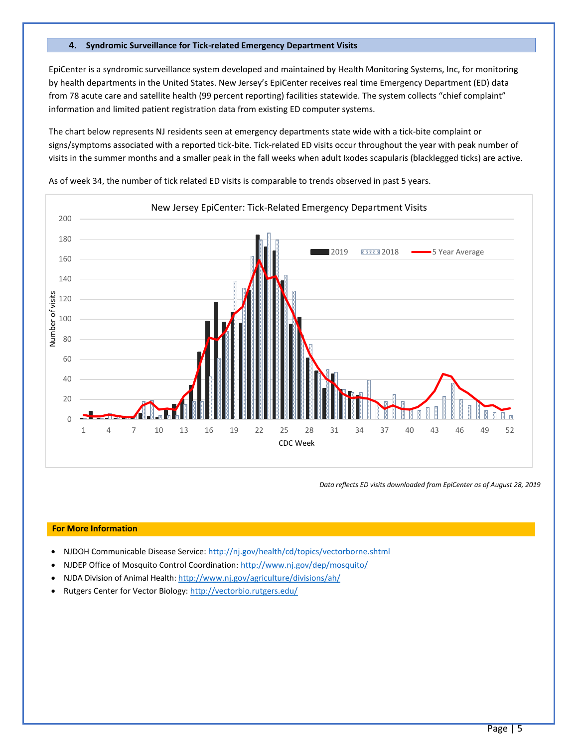## 4. Syndromic Surveillance for Tick-related Emergency Department Visits

EpiCenter is a syndromic surveillance system developed and maintained by Health Monitoring Systems, Inc, for monitoring by health departments in the United States. New Jersey's EpiCenter receives real time Emergency Department (ED) data from 78 acute care and satellite health (99 percent reporting) facilities statewide. The system collects "chief complaint" information and limited patient registration data from existing ED computer systems.

The chart below represents NJ residents seen at emergency departments state wide with a tick-bite complaint or signs/symptoms associated with a reported tick-bite. Tick-related ED visits occur throughout the year with peak number of visits in the summer months and a smaller peak in the fall weeks when adult Ixodes scapularis (blacklegged ticks) are active.

As of week 34, the number of tick related ED visits is comparable to trends observed in past 5 years.

New Jersey EpiCenter: Tick-Related Emergency Department Visits

2019
2018
5 Year Average

Number of visits

200
180
160
140
120
100
80
60
40
20
0

1 4 7 10 13 16 19 22 25 28 31 34 37 40 43 46 49 52

CDC Week

*Data reflects ED visits downloaded from EpiCenter as of August 28, 2019*

## For More Information

- NJDOH Communicable Disease Service: http://nj.gov/health/cd/topics/vectorborne.shtml
- NJDEP Office of Mosquito Control Coordination: http://www.nj.gov/dep/mosquito/
- NJDA Division of Animal Health: http://www.nj.gov/agriculture/divisions/ah/
- Rutgers Center for Vector Biology: http://vectorbio.rutgers.edu/